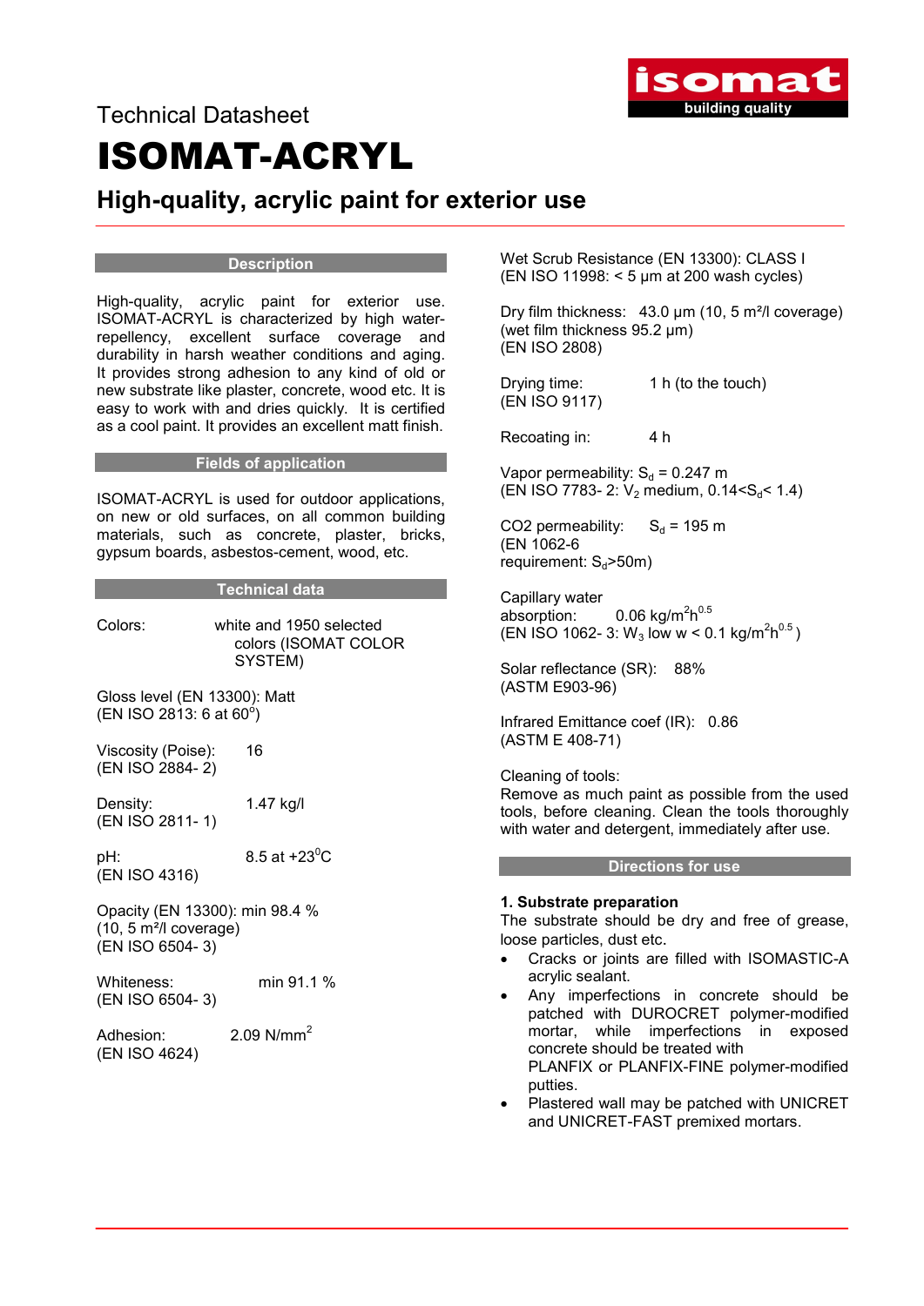Technical Datasheet

# ISOMAT-ACRYL

## High-quality, acrylic paint for exterior use

### Description

High-quality, acrylic paint for exterior use. ISOMAT-ACRYL is characterized by high water-repellency, excellent surface coverage and durability in harsh weather conditions and aging. It provides strong adhesion to any kind of old or new substrate like plaster, concrete, wood etc. It is easy to work with and dries quickly. It is certified as a cool paint. It provides an excellent matt finish.

### Fields of application

ISOMAT-ACRYL is used for outdoor applications, on new or old surfaces, on all common building materials, such as concrete, plaster, bricks, gypsum boards, asbestos-cement, wood, etc.

### Technical data

Colors: white and 1950 selected colors (ISOMAT COLOR SYSTEM)

Gloss level (EN 13300): Matt
(EN ISO 2813: 6 at 60$^o$)

Viscosity (Poise): 16
(EN ISO 2884- 2)

Density: 1.47 kg/l
(EN ISO 2811- 1)

pH: 8.5 at +23$^0$C
(EN ISO 4316)

Opacity (EN 13300): min 98.4 %
(10, 5 m²/l coverage)
(EN ISO 6504- 3)

Whiteness: min 91.1 %
(EN ISO 6504- 3)

Adhesion: 2.09 N/mm$^2$
(EN ISO 4624)

Wet Scrub Resistance (EN 13300): CLASS I
(EN ISO 11998: < 5 μm at 200 wash cycles)

Dry film thickness: 43.0 μm (10, 5 m²/l coverage)
(wet film thickness 95.2 μm)
(EN ISO 2808)

Drying time: 1 h (to the touch)
(EN ISO 9117)

Recoating in: 4 h

Vapor permeability: $S_d$ = 0.247 m
(EN ISO 7783- 2: $V_2$ medium, $0.14<S_d< 1.4$)

CO2 permeability: $S_d$ = 195 m
(EN 1062-6
requirement: $S_d$>50m)

Capillary water absorption: 0.06 kg/m$^2$h$^{0.5}$
(EN ISO 1062- 3: $W_3$ low w < 0.1 kg/m$^2$h$^{0.5}$ )

Solar reflectance (SR): 88%
(ASTM E903-96)

Infrared Emittance coef (IR): 0.86
(ASTM E 408-71)

Cleaning of tools:
Remove as much paint as possible from the used tools, before cleaning. Clean the tools thoroughly with water and detergent, immediately after use.

### Directions for use

**1. Substrate preparation**

The substrate should be dry and free of grease, loose particles, dust etc.

- Cracks or joints are filled with ISOMASTIC-A acrylic sealant.
- Any imperfections in concrete should be patched with DUROCRET polymer-modified mortar, while imperfections in exposed concrete should be treated with PLANFIX or PLANFIX-FINE polymer-modified putties.
- Plastered wall may be patched with UNICRET and UNICRET-FAST premixed mortars.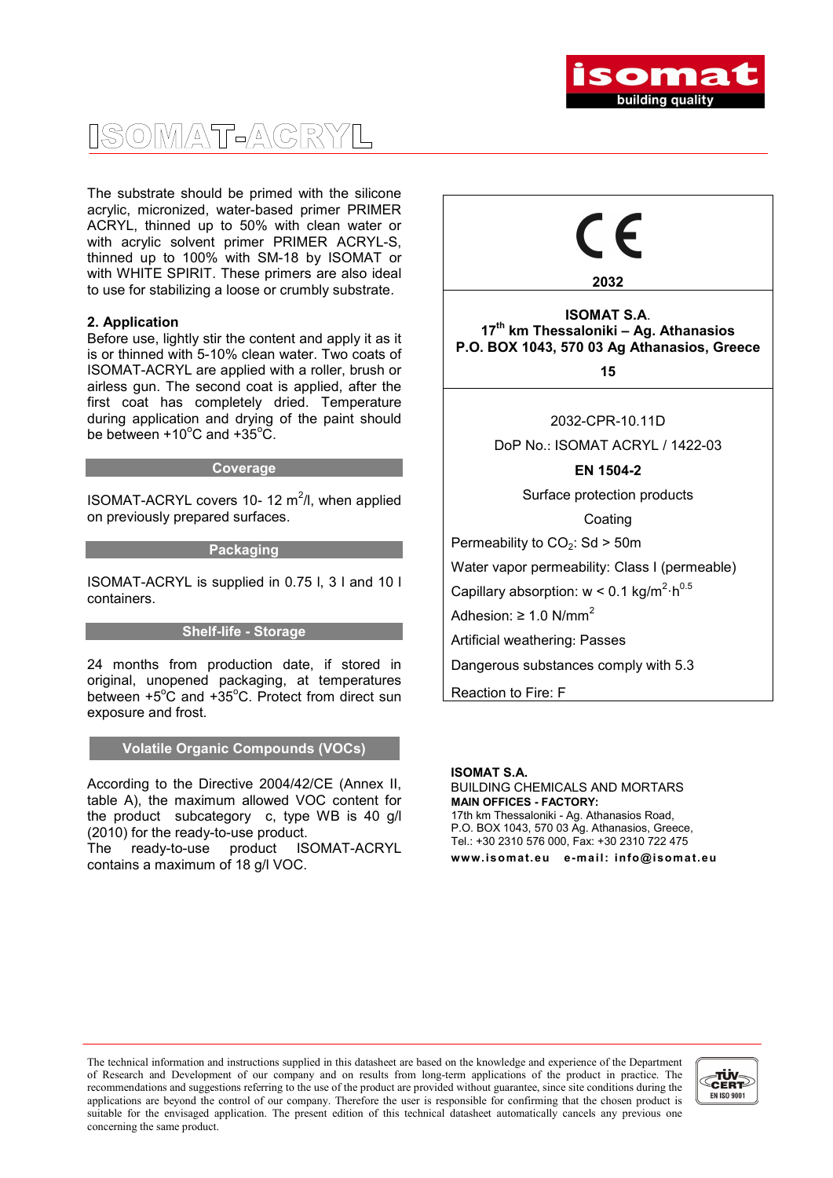# ISOMAT-ACRYL

The substrate should be primed with the silicone acrylic, micronized, water-based primer PRIMER ACRYL, thinned up to 50% with clean water or with acrylic solvent primer PRIMER ACRYL-S, thinned up to 100% with SM-18 by ISOMAT or with WHITE SPIRIT. These primers are also ideal to use for stabilizing a loose or crumbly substrate.

**2. Application**

Before use, lightly stir the content and apply it as it is or thinned with 5-10% clean water. Two coats of ISOMAT-ACRYL are applied with a roller, brush or airless gun. The second coat is applied, after the first coat has completely dried. Temperature during application and drying of the paint should be between +10°C and +35°C.

### Coverage

ISOMAT-ACRYL covers 10- 12 $m^2$/l, when applied on previously prepared surfaces.

### Packaging

ISOMAT-ACRYL is supplied in 0.75 l, 3 l and 10 l containers.

### Shelf-life - Storage

24 months from production date, if stored in original, unopened packaging, at temperatures between +5°C and +35°C. Protect from direct sun exposure and frost.

### Volatile Organic Compounds (VOCs)

According to the Directive 2004/42/CE (Annex II, table A), the maximum allowed VOC content for the product subcategory c, type WB is 40 g/l (2010) for the ready-to-use product.
The ready-to-use product ISOMAT-ACRYL contains a maximum of 18 g/l VOC.

CE

**2032**

**ISOMAT S.A.**
**17th km Thessaloniki – Ag. Athanasios**
**P.O. BOX 1043, 570 03 Ag Athanasios, Greece**

**15**

2032-CPR-10.11D

DoP No.: ISOMAT ACRYL / 1422-03

**EN 1504-2**

Surface protection products

Coating

Permeability to $CO_2$: Sd > 50m

Water vapor permeability: Class I (permeable)

Capillary absorption: w < 0.1 $kg/m^2 \cdot h^{0.5}$

Adhesion: ≥ 1.0 $N/mm^2$

Artificial weathering: Passes

Dangerous substances comply with 5.3

Reaction to Fire: F

**ISOMAT S.A.**
BUILDING CHEMICALS AND MORTARS
**MAIN OFFICES - FACTORY:**
17th km Thessaloniki - Ag. Athanasios Road,
P.O. BOX 1043, 570 03 Ag. Athanasios, Greece,
Tel.: +30 2310 576 000, Fax: +30 2310 722 475
**www.isomat.eu e-mail: info@isomat.eu**

The technical information and instructions supplied in this datasheet are based on the knowledge and experience of the Department of Research and Development of our company and on results from long-term applications of the product in practice. The recommendations and suggestions referring to the use of the product are provided without guarantee, since site conditions during the applications are beyond the control of our company. Therefore the user is responsible for confirming that the chosen product is suitable for the envisaged application. The present edition of this technical datasheet automatically cancels any previous one concerning the same product.